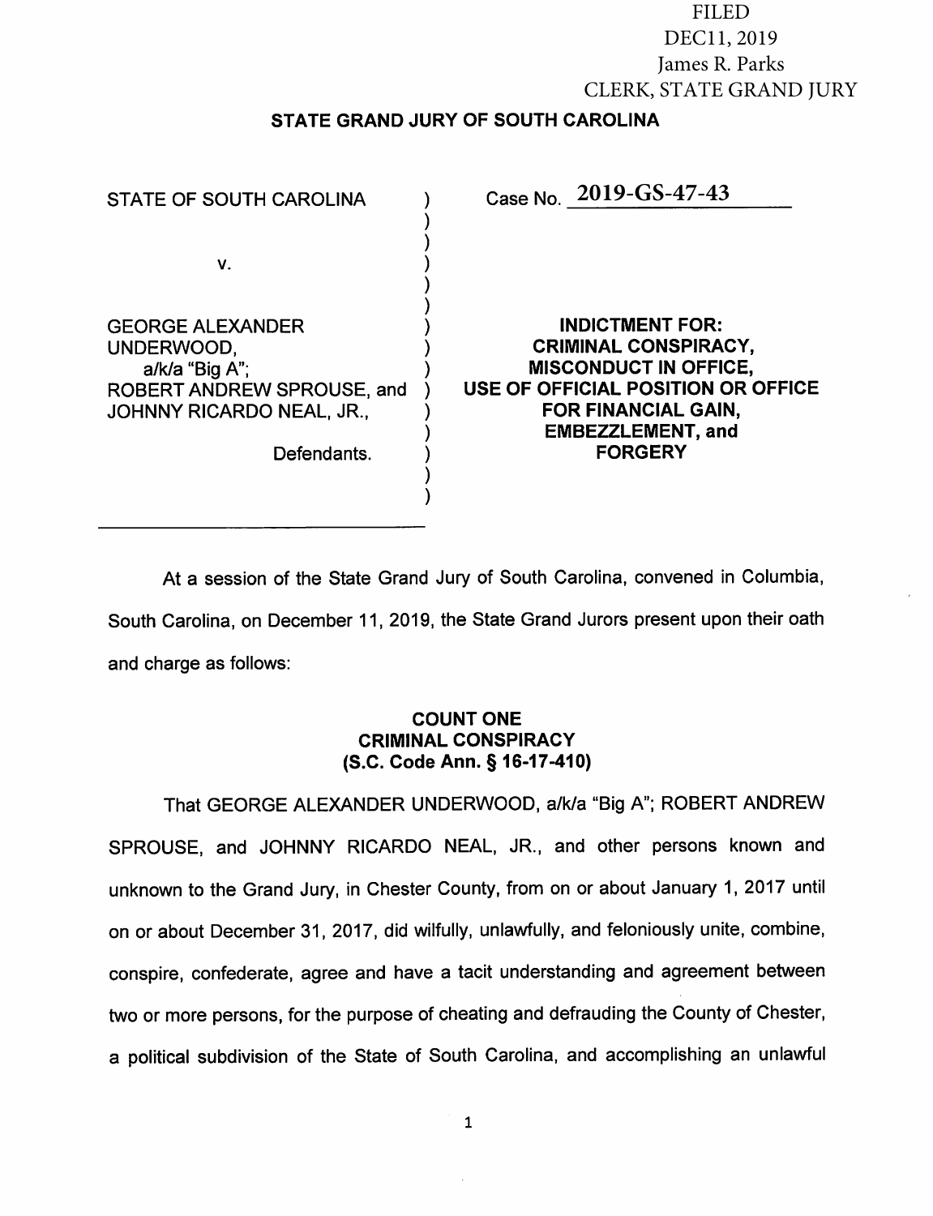FILED
DEC11, 2019
James R. Parks
CLERK, STATE GRAND JURY

## STATE GRAND JURY OF SOUTH CAROLINA

| | |
|---|---|
| STATE OF SOUTH CAROLINA<br><br>v.<br><br>GEORGE ALEXANDER UNDERWOOD, a/k/a "Big A"; ROBERT ANDREW SPROUSE, and JOHNNY RICARDO NEAL, JR.,<br><br>Defendants. | Case No. 2019-GS-47-43<br><br>**INDICTMENT FOR: CRIMINAL CONSPIRACY, MISCONDUCT IN OFFICE, USE OF OFFICIAL POSITION OR OFFICE FOR FINANCIAL GAIN, EMBEZZLEMENT, and FORGERY** |

At a session of the State Grand Jury of South Carolina, convened in Columbia, South Carolina, on December 11, 2019, the State Grand Jurors present upon their oath and charge as follows:

### COUNT ONE
### CRIMINAL CONSPIRACY
### (S.C. Code Ann. § 16-17-410)

That GEORGE ALEXANDER UNDERWOOD, a/k/a "Big A"; ROBERT ANDREW SPROUSE, and JOHNNY RICARDO NEAL, JR., and other persons known and unknown to the Grand Jury, in Chester County, from on or about January 1, 2017 until on or about December 31, 2017, did wilfully, unlawfully, and feloniously unite, combine, conspire, confederate, agree and have a tacit understanding and agreement between two or more persons, for the purpose of cheating and defrauding the County of Chester, a political subdivision of the State of South Carolina, and accomplishing an unlawful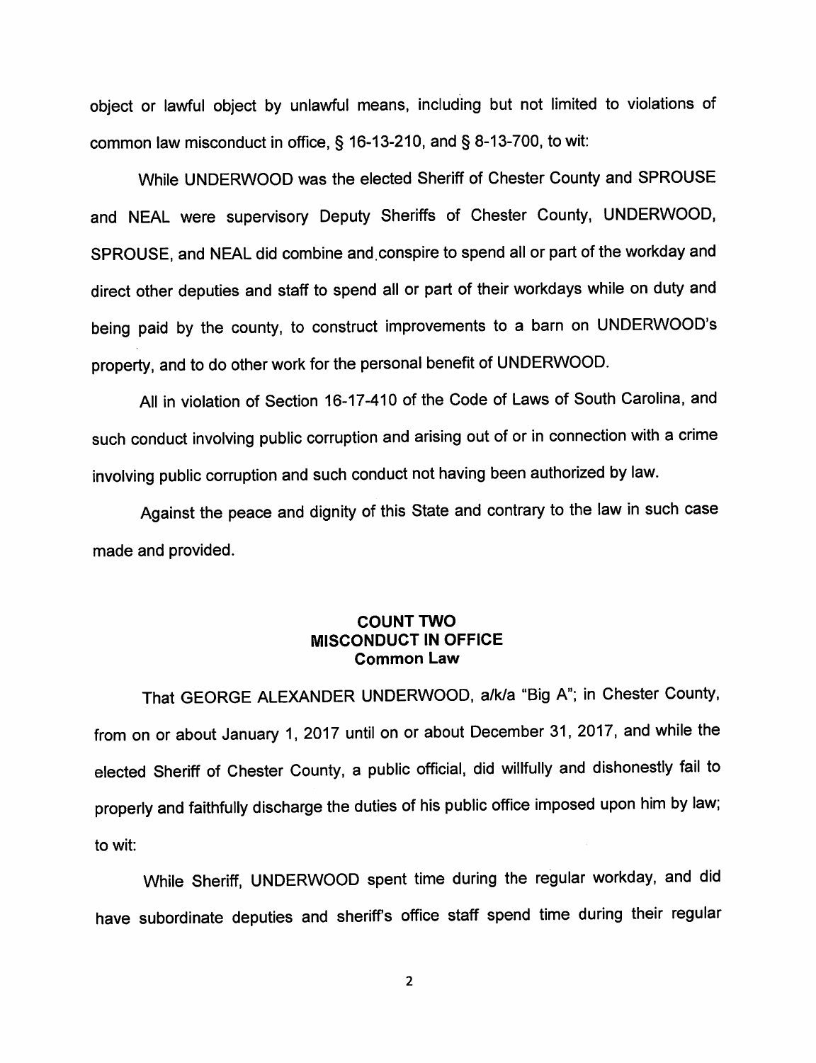object or lawful object by unlawful means, including but not limited to violations of common law misconduct in office, § 16-13-210, and § 8-13-700, to wit:

While UNDERWOOD was the elected Sheriff of Chester County and SPROUSE and NEAL were supervisory Deputy Sheriffs of Chester County, UNDERWOOD, SPROUSE, and NEAL did combine and conspire to spend all or part of the workday and direct other deputies and staff to spend all or part of their workdays while on duty and being paid by the county, to construct improvements to a barn on UNDERWOOD's property, and to do other work for the personal benefit of UNDERWOOD.

All in violation of Section 16-17-410 of the Code of Laws of South Carolina, and such conduct involving public corruption and arising out of or in connection with a crime involving public corruption and such conduct not having been authorized by law.

Against the peace and dignity of this State and contrary to the law in such case made and provided.

**COUNT TWO**
**MISCONDUCT IN OFFICE**
**Common Law**

That GEORGE ALEXANDER UNDERWOOD, a/k/a "Big A"; in Chester County, from on or about January 1, 2017 until on or about December 31, 2017, and while the elected Sheriff of Chester County, a public official, did willfully and dishonestly fail to properly and faithfully discharge the duties of his public office imposed upon him by law; to wit:

While Sheriff, UNDERWOOD spent time during the regular workday, and did have subordinate deputies and sheriff's office staff spend time during their regular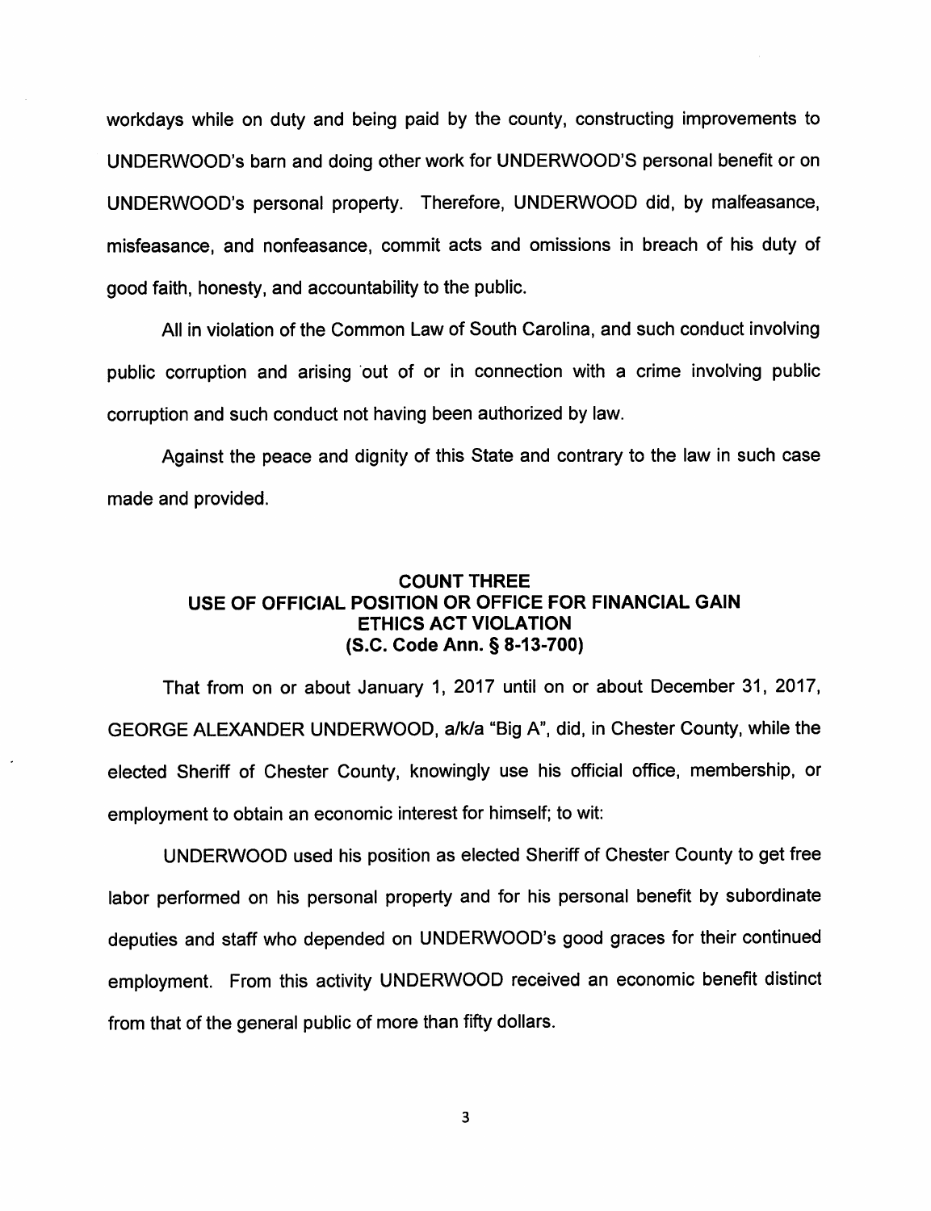workdays while on duty and being paid by the county, constructing improvements to UNDERWOOD's barn and doing other work for UNDERWOOD'S personal benefit or on UNDERWOOD's personal property. Therefore, UNDERWOOD did, by malfeasance, misfeasance, and nonfeasance, commit acts and omissions in breach of his duty of good faith, honesty, and accountability to the public.

All in violation of the Common Law of South Carolina, and such conduct involving public corruption and arising out of or in connection with a crime involving public corruption and such conduct not having been authorized by law.

Against the peace and dignity of this State and contrary to the law in such case made and provided.

**COUNT THREE**
**USE OF OFFICIAL POSITION OR OFFICE FOR FINANCIAL GAIN**
**ETHICS ACT VIOLATION**
**(S.C. Code Ann. § 8-13-700)**

That from on or about January 1, 2017 until on or about December 31, 2017, GEORGE ALEXANDER UNDERWOOD, a/k/a "Big A", did, in Chester County, while the elected Sheriff of Chester County, knowingly use his official office, membership, or employment to obtain an economic interest for himself; to wit:

UNDERWOOD used his position as elected Sheriff of Chester County to get free labor performed on his personal property and for his personal benefit by subordinate deputies and staff who depended on UNDERWOOD's good graces for their continued employment. From this activity UNDERWOOD received an economic benefit distinct from that of the general public of more than fifty dollars.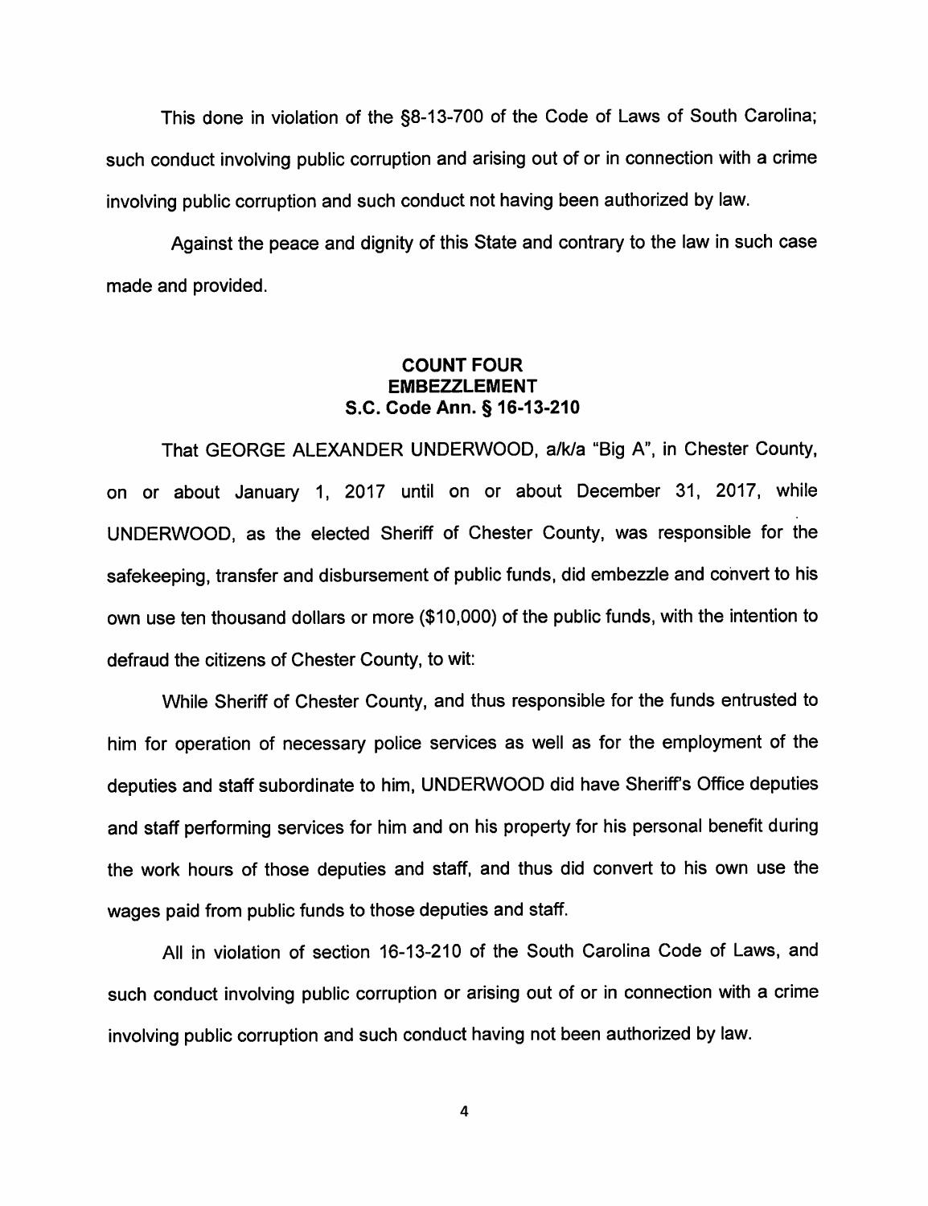This done in violation of the §8-13-700 of the Code of Laws of South Carolina; such conduct involving public corruption and arising out of or in connection with a crime involving public corruption and such conduct not having been authorized by law.

Against the peace and dignity of this State and contrary to the law in such case made and provided.

**COUNT FOUR**
**EMBEZZLEMENT**
**S.C. Code Ann. § 16-13-210**

That GEORGE ALEXANDER UNDERWOOD, a/k/a "Big A", in Chester County, on or about January 1, 2017 until on or about December 31, 2017, while UNDERWOOD, as the elected Sheriff of Chester County, was responsible for the safekeeping, transfer and disbursement of public funds, did embezzle and convert to his own use ten thousand dollars or more ($10,000) of the public funds, with the intention to defraud the citizens of Chester County, to wit:

While Sheriff of Chester County, and thus responsible for the funds entrusted to him for operation of necessary police services as well as for the employment of the deputies and staff subordinate to him, UNDERWOOD did have Sheriff's Office deputies and staff performing services for him and on his property for his personal benefit during the work hours of those deputies and staff, and thus did convert to his own use the wages paid from public funds to those deputies and staff.

All in violation of section 16-13-210 of the South Carolina Code of Laws, and such conduct involving public corruption or arising out of or in connection with a crime involving public corruption and such conduct having not been authorized by law.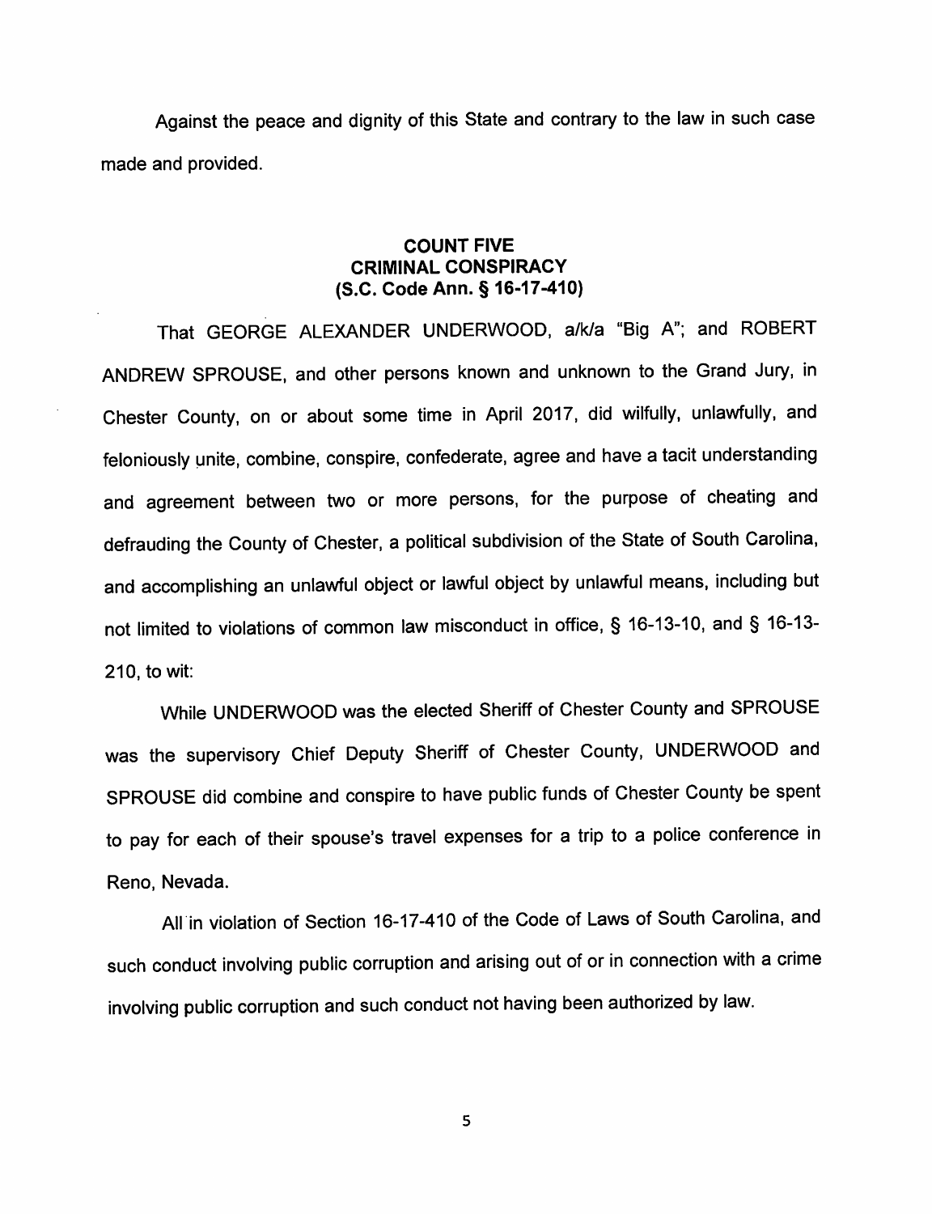Against the peace and dignity of this State and contrary to the law in such case made and provided.

## COUNT FIVE
## CRIMINAL CONSPIRACY
## (S.C. Code Ann. § 16-17-410)

That GEORGE ALEXANDER UNDERWOOD, a/k/a "Big A"; and ROBERT ANDREW SPROUSE, and other persons known and unknown to the Grand Jury, in Chester County, on or about some time in April 2017, did wilfully, unlawfully, and feloniously unite, combine, conspire, confederate, agree and have a tacit understanding and agreement between two or more persons, for the purpose of cheating and defrauding the County of Chester, a political subdivision of the State of South Carolina, and accomplishing an unlawful object or lawful object by unlawful means, including but not limited to violations of common law misconduct in office, § 16-13-10, and § 16-13-210, to wit:

While UNDERWOOD was the elected Sheriff of Chester County and SPROUSE was the supervisory Chief Deputy Sheriff of Chester County, UNDERWOOD and SPROUSE did combine and conspire to have public funds of Chester County be spent to pay for each of their spouse's travel expenses for a trip to a police conference in Reno, Nevada.

All in violation of Section 16-17-410 of the Code of Laws of South Carolina, and such conduct involving public corruption and arising out of or in connection with a crime involving public corruption and such conduct not having been authorized by law.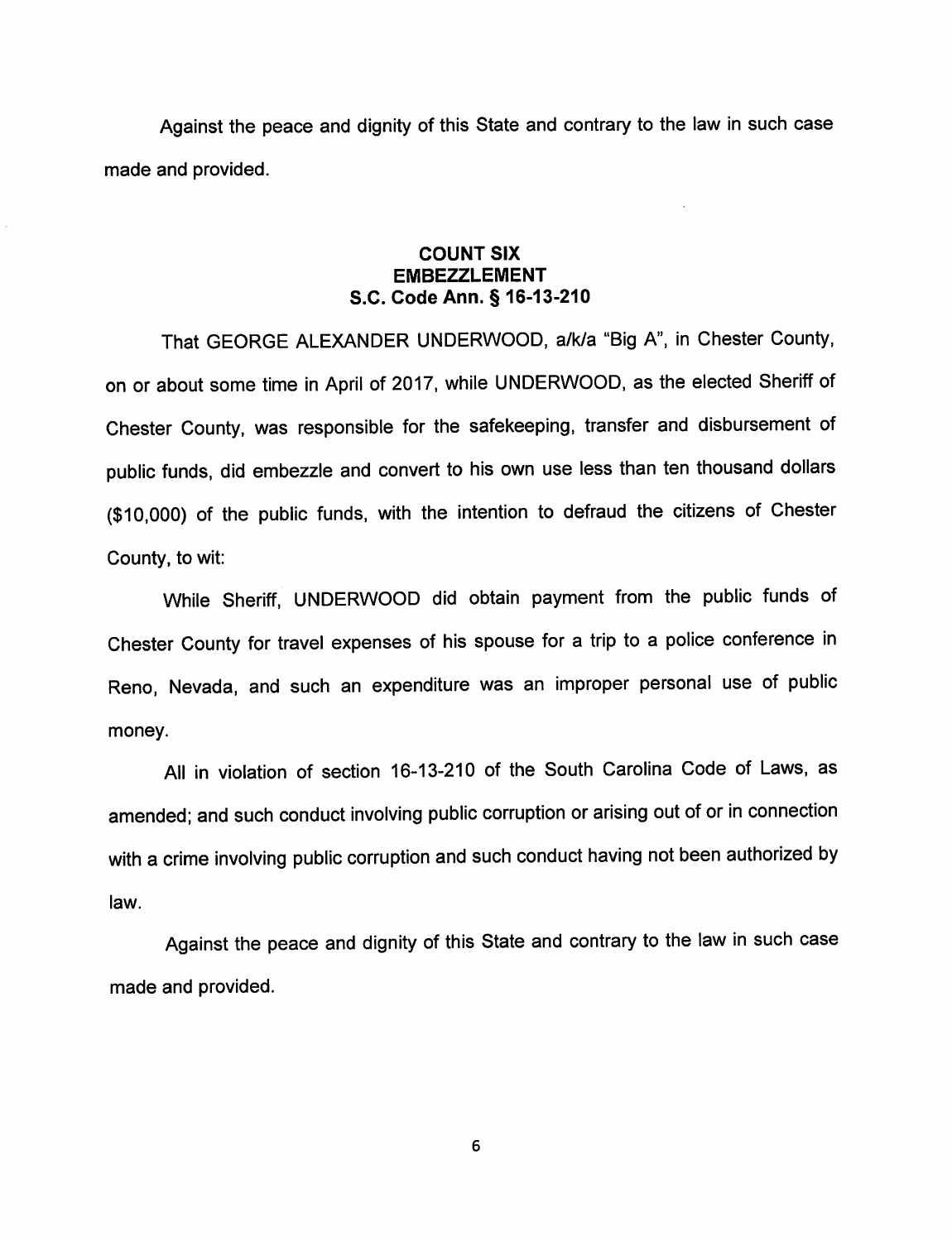Against the peace and dignity of this State and contrary to the law in such case made and provided.

**COUNT SIX**
**EMBEZZLEMENT**
**S.C. Code Ann. § 16-13-210**

That GEORGE ALEXANDER UNDERWOOD, a/k/a "Big A", in Chester County, on or about some time in April of 2017, while UNDERWOOD, as the elected Sheriff of Chester County, was responsible for the safekeeping, transfer and disbursement of public funds, did embezzle and convert to his own use less than ten thousand dollars ($10,000) of the public funds, with the intention to defraud the citizens of Chester County, to wit:

While Sheriff, UNDERWOOD did obtain payment from the public funds of Chester County for travel expenses of his spouse for a trip to a police conference in Reno, Nevada, and such an expenditure was an improper personal use of public money.

All in violation of section 16-13-210 of the South Carolina Code of Laws, as amended; and such conduct involving public corruption or arising out of or in connection with a crime involving public corruption and such conduct having not been authorized by law.

Against the peace and dignity of this State and contrary to the law in such case made and provided.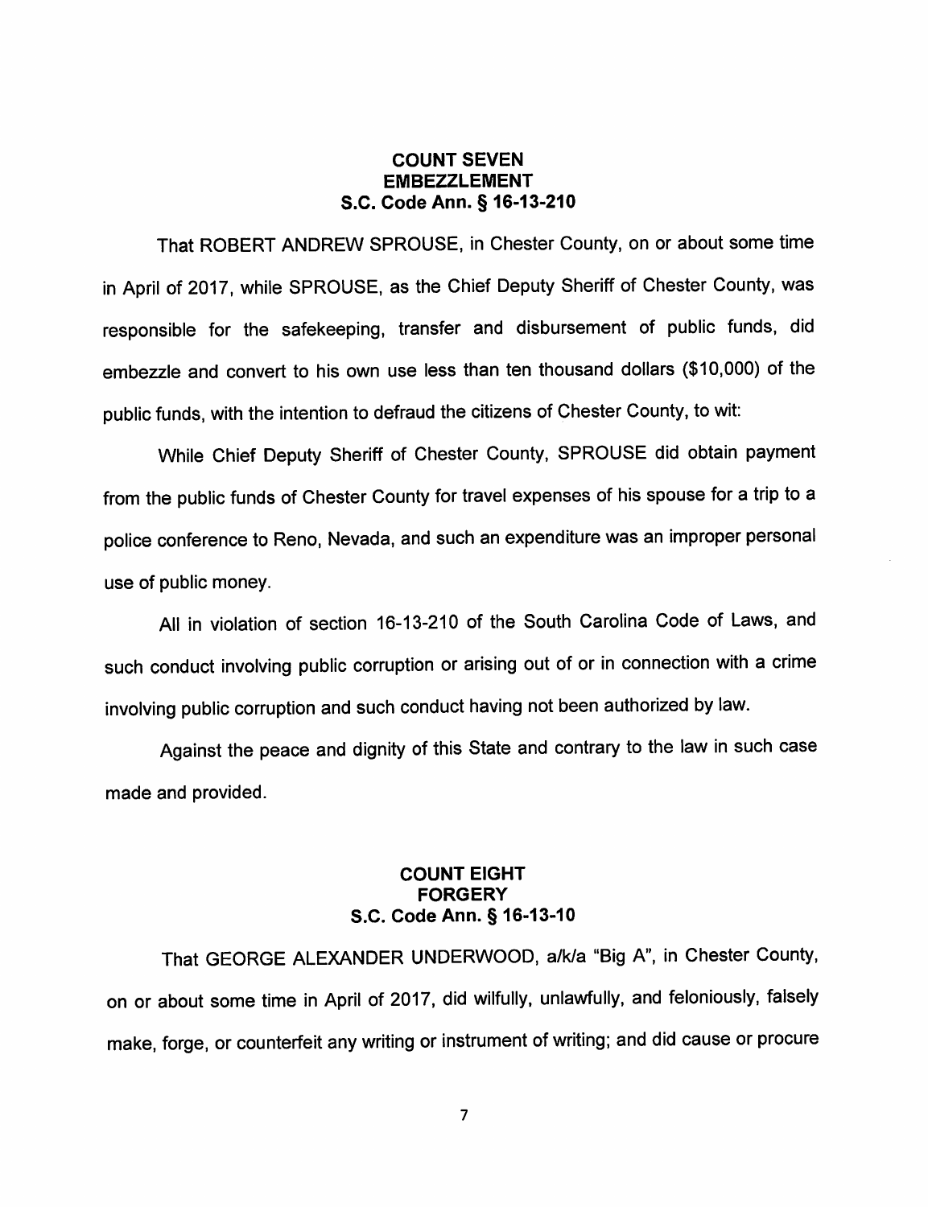**COUNT SEVEN**
**EMBEZZLEMENT**
**S.C. Code Ann. § 16-13-210**

That ROBERT ANDREW SPROUSE, in Chester County, on or about some time in April of 2017, while SPROUSE, as the Chief Deputy Sheriff of Chester County, was responsible for the safekeeping, transfer and disbursement of public funds, did embezzle and convert to his own use less than ten thousand dollars ($10,000) of the public funds, with the intention to defraud the citizens of Chester County, to wit:

While Chief Deputy Sheriff of Chester County, SPROUSE did obtain payment from the public funds of Chester County for travel expenses of his spouse for a trip to a police conference to Reno, Nevada, and such an expenditure was an improper personal use of public money.

All in violation of section 16-13-210 of the South Carolina Code of Laws, and such conduct involving public corruption or arising out of or in connection with a crime involving public corruption and such conduct having not been authorized by law.

Against the peace and dignity of this State and contrary to the law in such case made and provided.

**COUNT EIGHT**
**FORGERY**
**S.C. Code Ann. § 16-13-10**

That GEORGE ALEXANDER UNDERWOOD, a/k/a "Big A", in Chester County, on or about some time in April of 2017, did wilfully, unlawfully, and feloniously, falsely make, forge, or counterfeit any writing or instrument of writing; and did cause or procure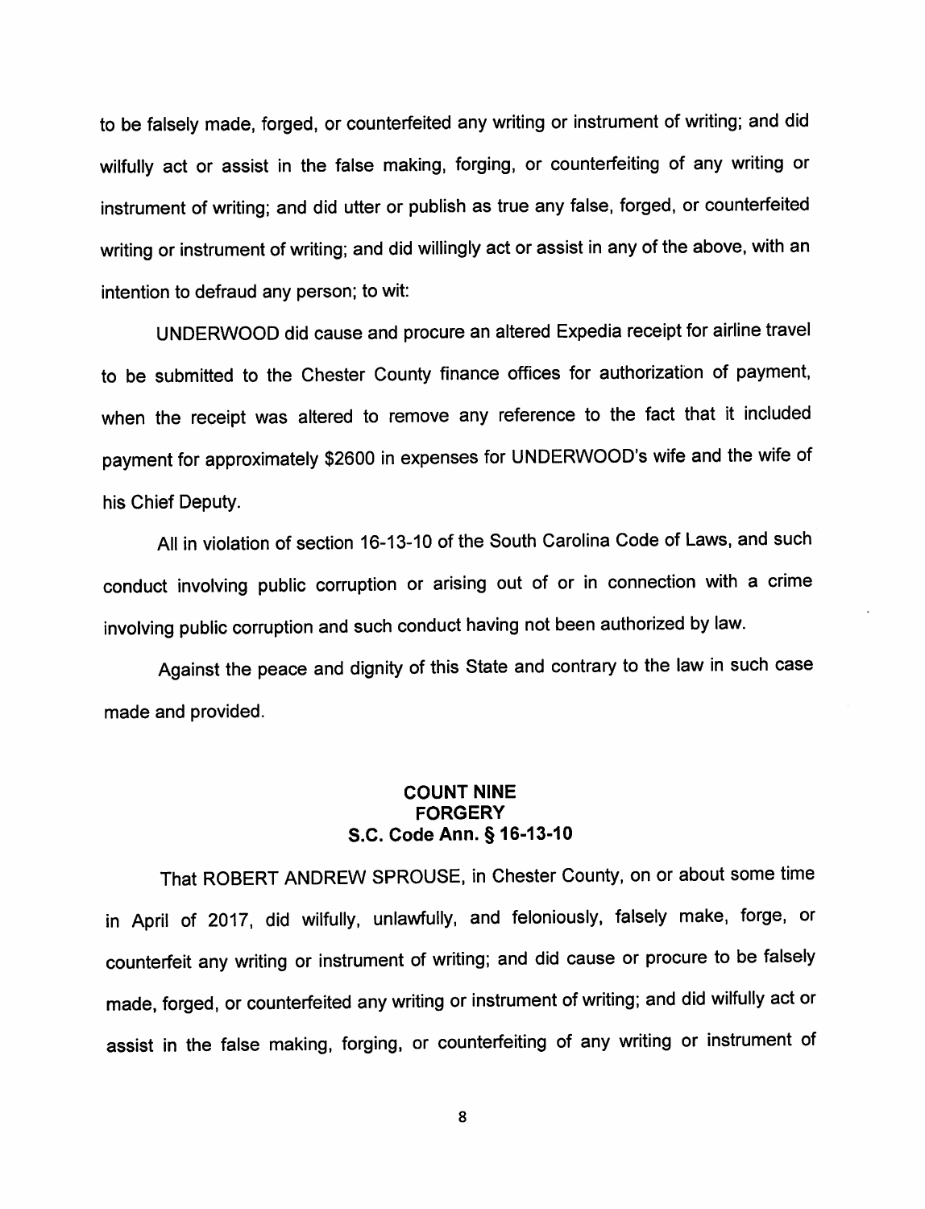to be falsely made, forged, or counterfeited any writing or instrument of writing; and did wilfully act or assist in the false making, forging, or counterfeiting of any writing or instrument of writing; and did utter or publish as true any false, forged, or counterfeited writing or instrument of writing; and did willingly act or assist in any of the above, with an intention to defraud any person; to wit:

UNDERWOOD did cause and procure an altered Expedia receipt for airline travel to be submitted to the Chester County finance offices for authorization of payment, when the receipt was altered to remove any reference to the fact that it included payment for approximately $2600 in expenses for UNDERWOOD's wife and the wife of his Chief Deputy.

All in violation of section 16-13-10 of the South Carolina Code of Laws, and such conduct involving public corruption or arising out of or in connection with a crime involving public corruption and such conduct having not been authorized by law.

Against the peace and dignity of this State and contrary to the law in such case made and provided.

**COUNT NINE**
**FORGERY**
**S.C. Code Ann. § 16-13-10**

That ROBERT ANDREW SPROUSE, in Chester County, on or about some time in April of 2017, did wilfully, unlawfully, and feloniously, falsely make, forge, or counterfeit any writing or instrument of writing; and did cause or procure to be falsely made, forged, or counterfeited any writing or instrument of writing; and did wilfully act or assist in the false making, forging, or counterfeiting of any writing or instrument of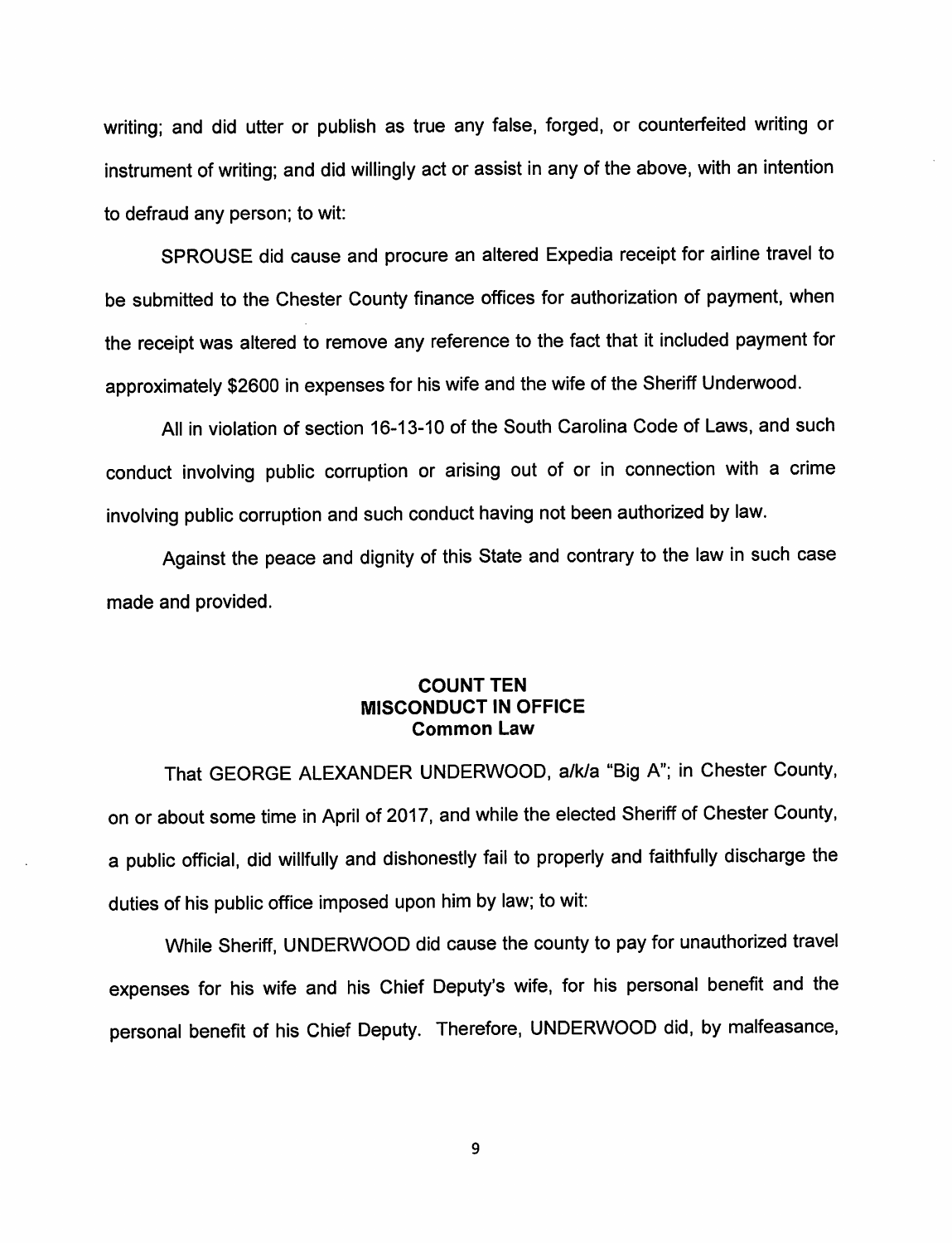writing; and did utter or publish as true any false, forged, or counterfeited writing or instrument of writing; and did willingly act or assist in any of the above, with an intention to defraud any person; to wit:

SPROUSE did cause and procure an altered Expedia receipt for airline travel to be submitted to the Chester County finance offices for authorization of payment, when the receipt was altered to remove any reference to the fact that it included payment for approximately $2600 in expenses for his wife and the wife of the Sheriff Underwood.

All in violation of section 16-13-10 of the South Carolina Code of Laws, and such conduct involving public corruption or arising out of or in connection with a crime involving public corruption and such conduct having not been authorized by law.

Against the peace and dignity of this State and contrary to the law in such case made and provided.

**COUNT TEN**
**MISCONDUCT IN OFFICE**
**Common Law**

That GEORGE ALEXANDER UNDERWOOD, a/k/a "Big A"; in Chester County, on or about some time in April of 2017, and while the elected Sheriff of Chester County, a public official, did willfully and dishonestly fail to properly and faithfully discharge the duties of his public office imposed upon him by law; to wit:

While Sheriff, UNDERWOOD did cause the county to pay for unauthorized travel expenses for his wife and his Chief Deputy's wife, for his personal benefit and the personal benefit of his Chief Deputy. Therefore, UNDERWOOD did, by malfeasance,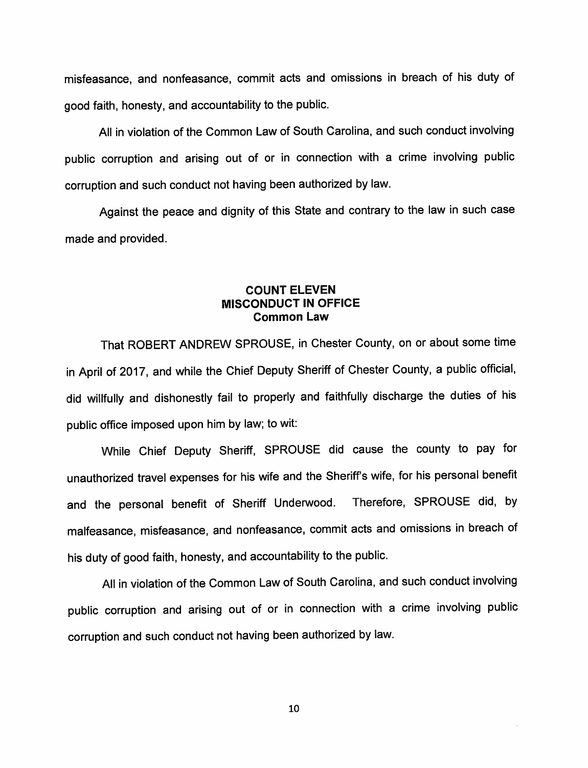misfeasance, and nonfeasance, commit acts and omissions in breach of his duty of good faith, honesty, and accountability to the public.

All in violation of the Common Law of South Carolina, and such conduct involving public corruption and arising out of or in connection with a crime involving public corruption and such conduct not having been authorized by law.

Against the peace and dignity of this State and contrary to the law in such case made and provided.

**COUNT ELEVEN**
**MISCONDUCT IN OFFICE**
**Common Law**

That ROBERT ANDREW SPROUSE, in Chester County, on or about some time in April of 2017, and while the Chief Deputy Sheriff of Chester County, a public official, did willfully and dishonestly fail to properly and faithfully discharge the duties of his public office imposed upon him by law; to wit:

While Chief Deputy Sheriff, SPROUSE did cause the county to pay for unauthorized travel expenses for his wife and the Sheriff's wife, for his personal benefit and the personal benefit of Sheriff Underwood. Therefore, SPROUSE did, by malfeasance, misfeasance, and nonfeasance, commit acts and omissions in breach of his duty of good faith, honesty, and accountability to the public.

All in violation of the Common Law of South Carolina, and such conduct involving public corruption and arising out of or in connection with a crime involving public corruption and such conduct not having been authorized by law.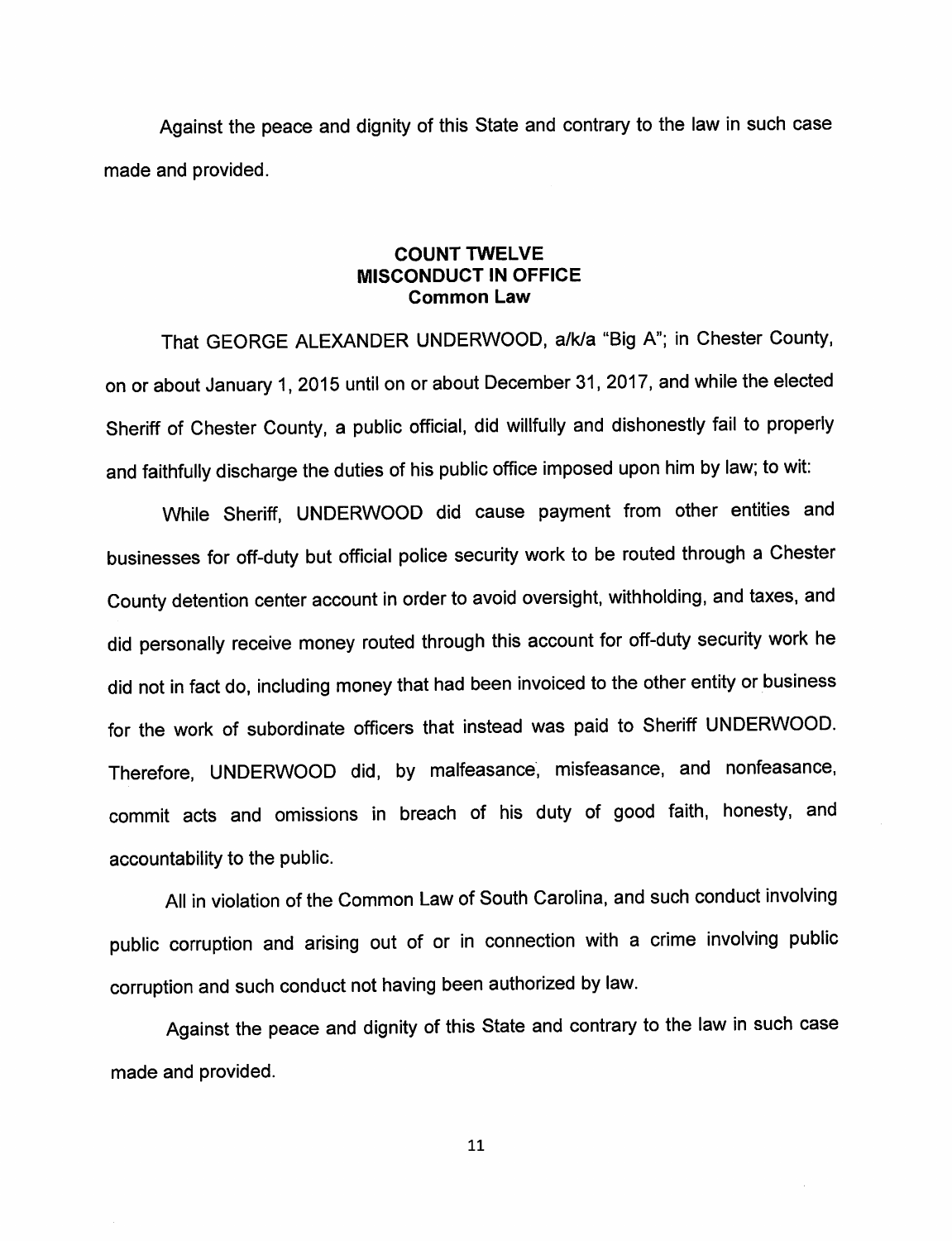Against the peace and dignity of this State and contrary to the law in such case made and provided.

**COUNT TWELVE**
**MISCONDUCT IN OFFICE**
**Common Law**

That GEORGE ALEXANDER UNDERWOOD, a/k/a "Big A"; in Chester County, on or about January 1, 2015 until on or about December 31, 2017, and while the elected Sheriff of Chester County, a public official, did willfully and dishonestly fail to properly and faithfully discharge the duties of his public office imposed upon him by law; to wit:

While Sheriff, UNDERWOOD did cause payment from other entities and businesses for off-duty but official police security work to be routed through a Chester County detention center account in order to avoid oversight, withholding, and taxes, and did personally receive money routed through this account for off-duty security work he did not in fact do, including money that had been invoiced to the other entity or business for the work of subordinate officers that instead was paid to Sheriff UNDERWOOD. Therefore, UNDERWOOD did, by malfeasance, misfeasance, and nonfeasance, commit acts and omissions in breach of his duty of good faith, honesty, and accountability to the public.

All in violation of the Common Law of South Carolina, and such conduct involving public corruption and arising out of or in connection with a crime involving public corruption and such conduct not having been authorized by law.

Against the peace and dignity of this State and contrary to the law in such case made and provided.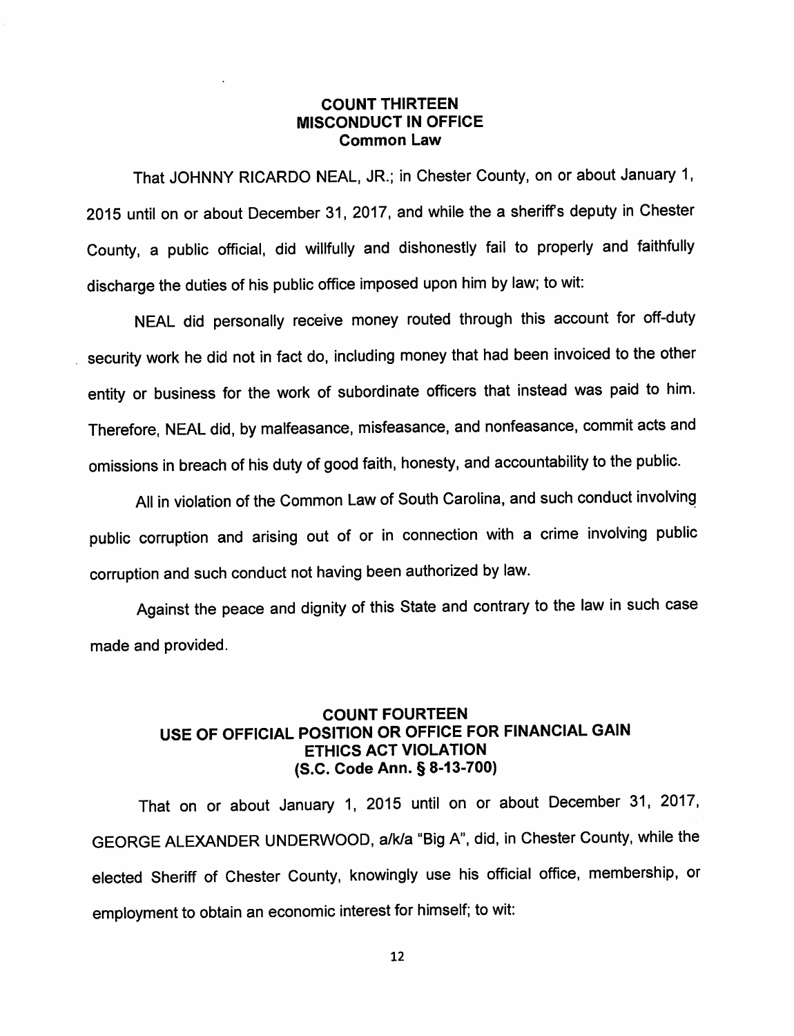### COUNT THIRTEEN
### MISCONDUCT IN OFFICE
### Common Law

That JOHNNY RICARDO NEAL, JR.; in Chester County, on or about January 1, 2015 until on or about December 31, 2017, and while the a sheriff's deputy in Chester County, a public official, did willfully and dishonestly fail to properly and faithfully discharge the duties of his public office imposed upon him by law; to wit:

NEAL did personally receive money routed through this account for off-duty security work he did not in fact do, including money that had been invoiced to the other entity or business for the work of subordinate officers that instead was paid to him. Therefore, NEAL did, by malfeasance, misfeasance, and nonfeasance, commit acts and omissions in breach of his duty of good faith, honesty, and accountability to the public.

All in violation of the Common Law of South Carolina, and such conduct involving public corruption and arising out of or in connection with a crime involving public corruption and such conduct not having been authorized by law.

Against the peace and dignity of this State and contrary to the law in such case made and provided.

### COUNT FOURTEEN
### USE OF OFFICIAL POSITION OR OFFICE FOR FINANCIAL GAIN
### ETHICS ACT VIOLATION
### (S.C. Code Ann. § 8-13-700)

That on or about January 1, 2015 until on or about December 31, 2017, GEORGE ALEXANDER UNDERWOOD, a/k/a "Big A", did, in Chester County, while the elected Sheriff of Chester County, knowingly use his official office, membership, or employment to obtain an economic interest for himself; to wit: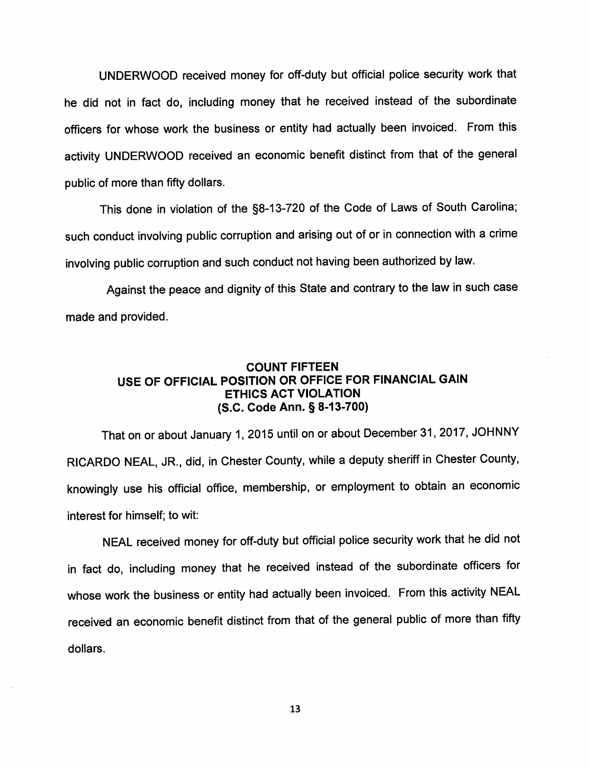UNDERWOOD received money for off-duty but official police security work that he did not in fact do, including money that he received instead of the subordinate officers for whose work the business or entity had actually been invoiced. From this activity UNDERWOOD received an economic benefit distinct from that of the general public of more than fifty dollars.

This done in violation of the §8-13-720 of the Code of Laws of South Carolina; such conduct involving public corruption and arising out of or in connection with a crime involving public corruption and such conduct not having been authorized by law.

Against the peace and dignity of this State and contrary to the law in such case made and provided.

**COUNT FIFTEEN**
**USE OF OFFICIAL POSITION OR OFFICE FOR FINANCIAL GAIN**
**ETHICS ACT VIOLATION**
**(S.C. Code Ann. § 8-13-700)**

That on or about January 1, 2015 until on or about December 31, 2017, JOHNNY RICARDO NEAL, JR., did, in Chester County, while a deputy sheriff in Chester County, knowingly use his official office, membership, or employment to obtain an economic interest for himself; to wit:

NEAL received money for off-duty but official police security work that he did not in fact do, including money that he received instead of the subordinate officers for whose work the business or entity had actually been invoiced. From this activity NEAL received an economic benefit distinct from that of the general public of more than fifty dollars.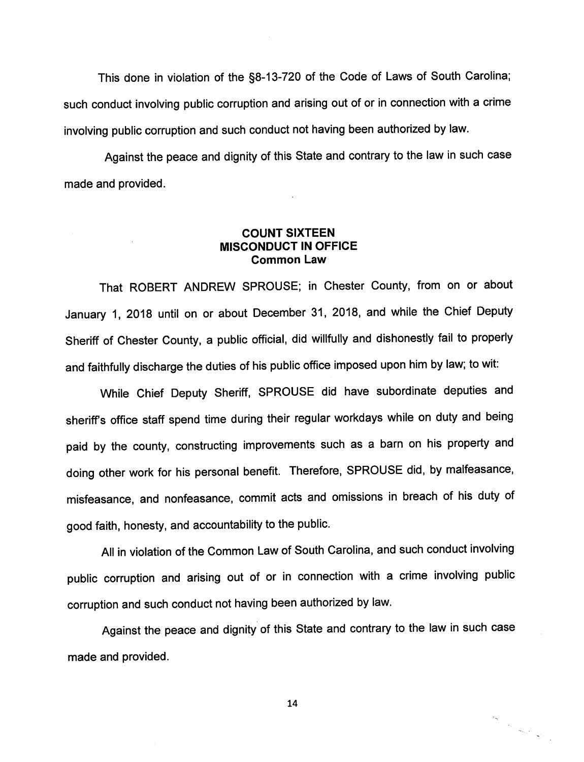This done in violation of the §8-13-720 of the Code of Laws of South Carolina; such conduct involving public corruption and arising out of or in connection with a crime involving public corruption and such conduct not having been authorized by law.

Against the peace and dignity of this State and contrary to the law in such case made and provided.

**COUNT SIXTEEN**
**MISCONDUCT IN OFFICE**
**Common Law**

That ROBERT ANDREW SPROUSE; in Chester County, from on or about January 1, 2018 until on or about December 31, 2018, and while the Chief Deputy Sheriff of Chester County, a public official, did willfully and dishonestly fail to properly and faithfully discharge the duties of his public office imposed upon him by law; to wit:

While Chief Deputy Sheriff, SPROUSE did have subordinate deputies and sheriff's office staff spend time during their regular workdays while on duty and being paid by the county, constructing improvements such as a barn on his property and doing other work for his personal benefit. Therefore, SPROUSE did, by malfeasance, misfeasance, and nonfeasance, commit acts and omissions in breach of his duty of good faith, honesty, and accountability to the public.

All in violation of the Common Law of South Carolina, and such conduct involving public corruption and arising out of or in connection with a crime involving public corruption and such conduct not having been authorized by law.

Against the peace and dignity of this State and contrary to the law in such case made and provided.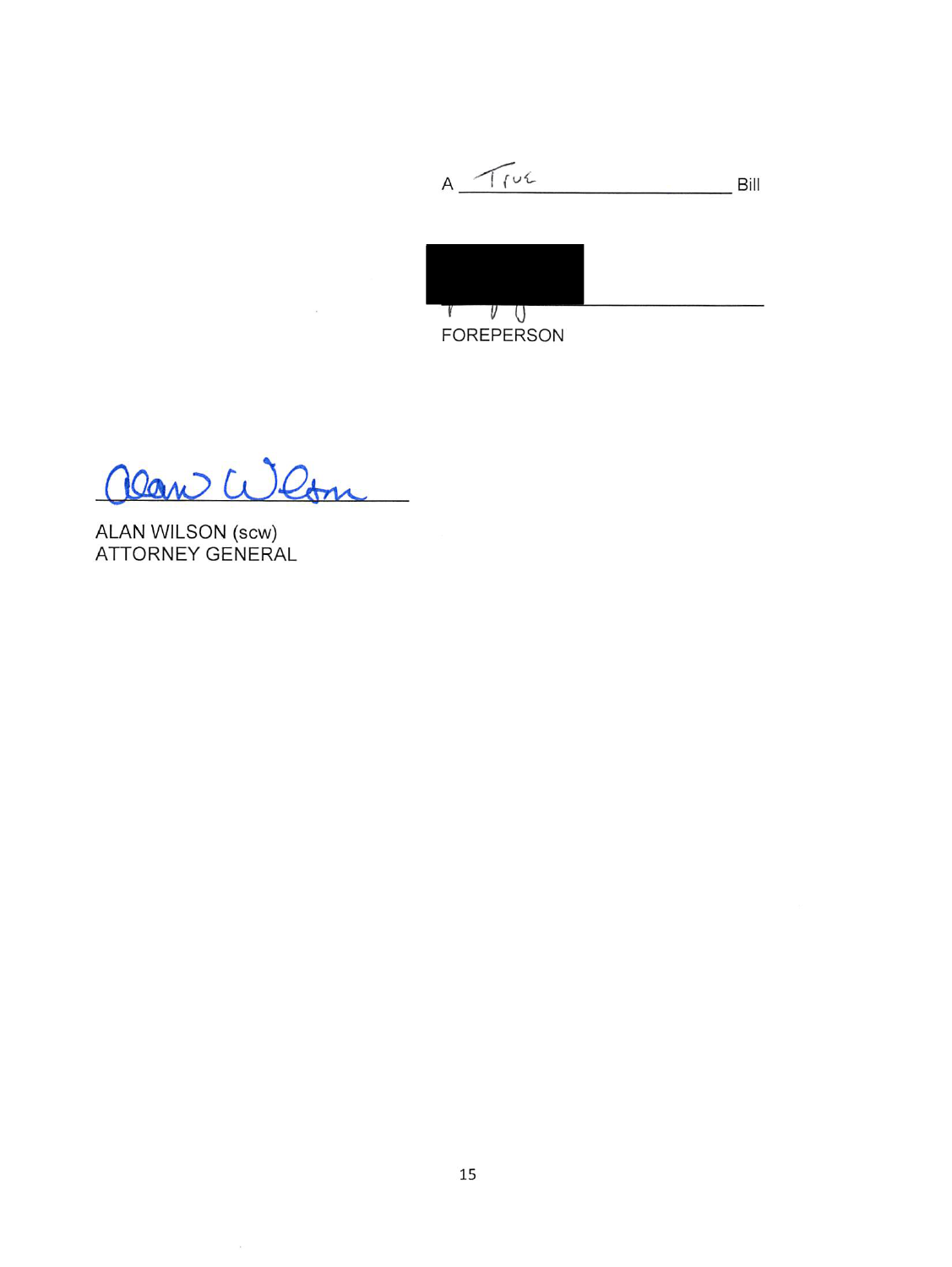A True Bill

FOREPERSON

ALAN WILSON (scw)
ATTORNEY GENERAL